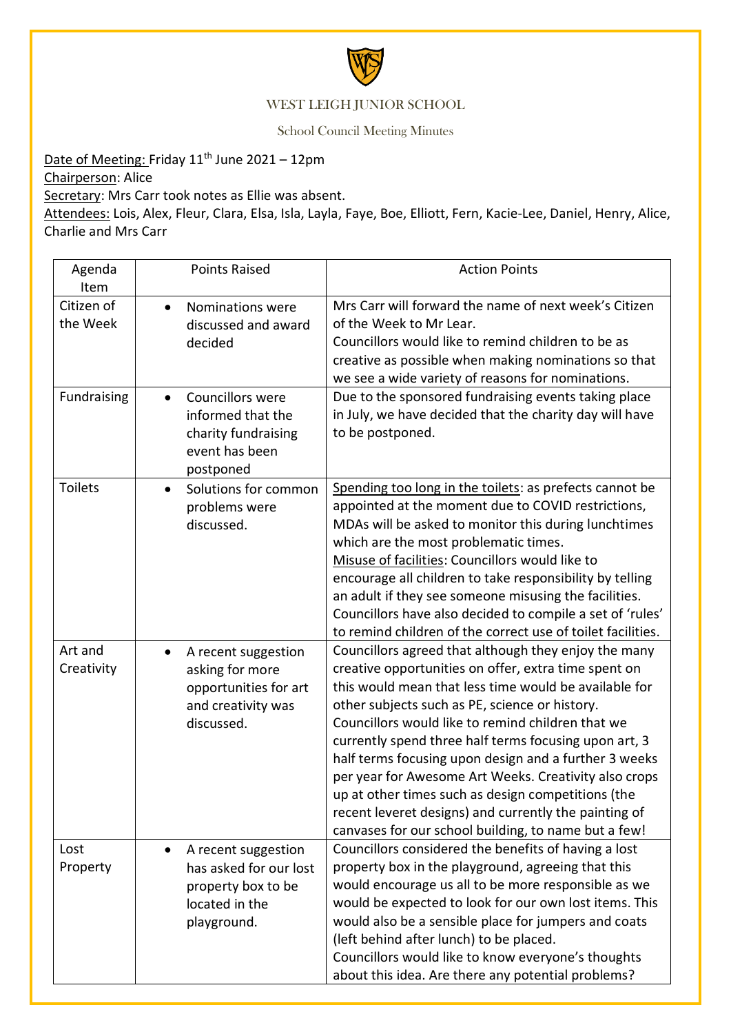# WEST LEIGH JUNIOR SCHOOL

## School Council Meeting Minutes

Date of Meeting: Friday 11th June 2021 – 12pm
Chairperson: Alice
Secretary: Mrs Carr took notes as Ellie was absent.
Attendees: Lois, Alex, Fleur, Clara, Elsa, Isla, Layla, Faye, Boe, Elliott, Fern, Kacie-Lee, Daniel, Henry, Alice, Charlie and Mrs Carr

| Agenda Item | Points Raised | Action Points |
| --- | --- | --- |
| Citizen of the Week | • Nominations were discussed and award decided | Mrs Carr will forward the name of next week's Citizen of the Week to Mr Lear.<br>Councillors would like to remind children to be as creative as possible when making nominations so that we see a wide variety of reasons for nominations. |
| Fundraising | • Councillors were informed that the charity fundraising event has been postponed | Due to the sponsored fundraising events taking place in July, we have decided that the charity day will have to be postponed. |
| Toilets | • Solutions for common problems were discussed. | Spending too long in the toilets: as prefects cannot be appointed at the moment due to COVID restrictions, MDAs will be asked to monitor this during lunchtimes which are the most problematic times.<br>Misuse of facilities: Councillors would like to encourage all children to take responsibility by telling an adult if they see someone misusing the facilities. Councillors have also decided to compile a set of 'rules' to remind children of the correct use of toilet facilities. |
| Art and Creativity | • A recent suggestion asking for more opportunities for art and creativity was discussed. | Councillors agreed that although they enjoy the many creative opportunities on offer, extra time spent on this would mean that less time would be available for other subjects such as PE, science or history. Councillors would like to remind children that we currently spend three half terms focusing upon art, 3 half terms focusing upon design and a further 3 weeks per year for Awesome Art Weeks. Creativity also crops up at other times such as design competitions (the recent leveret designs) and currently the painting of canvases for our school building, to name but a few! |
| Lost Property | • A recent suggestion has asked for our lost property box to be located in the playground. | Councillors considered the benefits of having a lost property box in the playground, agreeing that this would encourage us all to be more responsible as we would be expected to look for our own lost items. This would also be a sensible place for jumpers and coats (left behind after lunch) to be placed.<br>Councillors would like to know everyone's thoughts about this idea. Are there any potential problems? |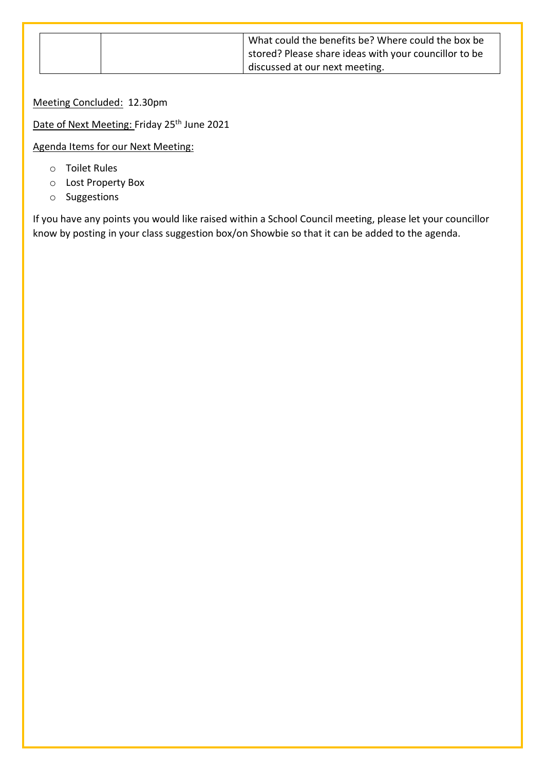| | | |
|---|---|---|
| | | What could the benefits be? Where could the box be stored? Please share ideas with your councillor to be discussed at our next meeting. |

Meeting Concluded: 12.30pm

Date of Next Meeting: Friday 25th June 2021

Agenda Items for our Next Meeting:

- Toilet Rules
- Lost Property Box
- Suggestions

If you have any points you would like raised within a School Council meeting, please let your councillor know by posting in your class suggestion box/on Showbie so that it can be added to the agenda.